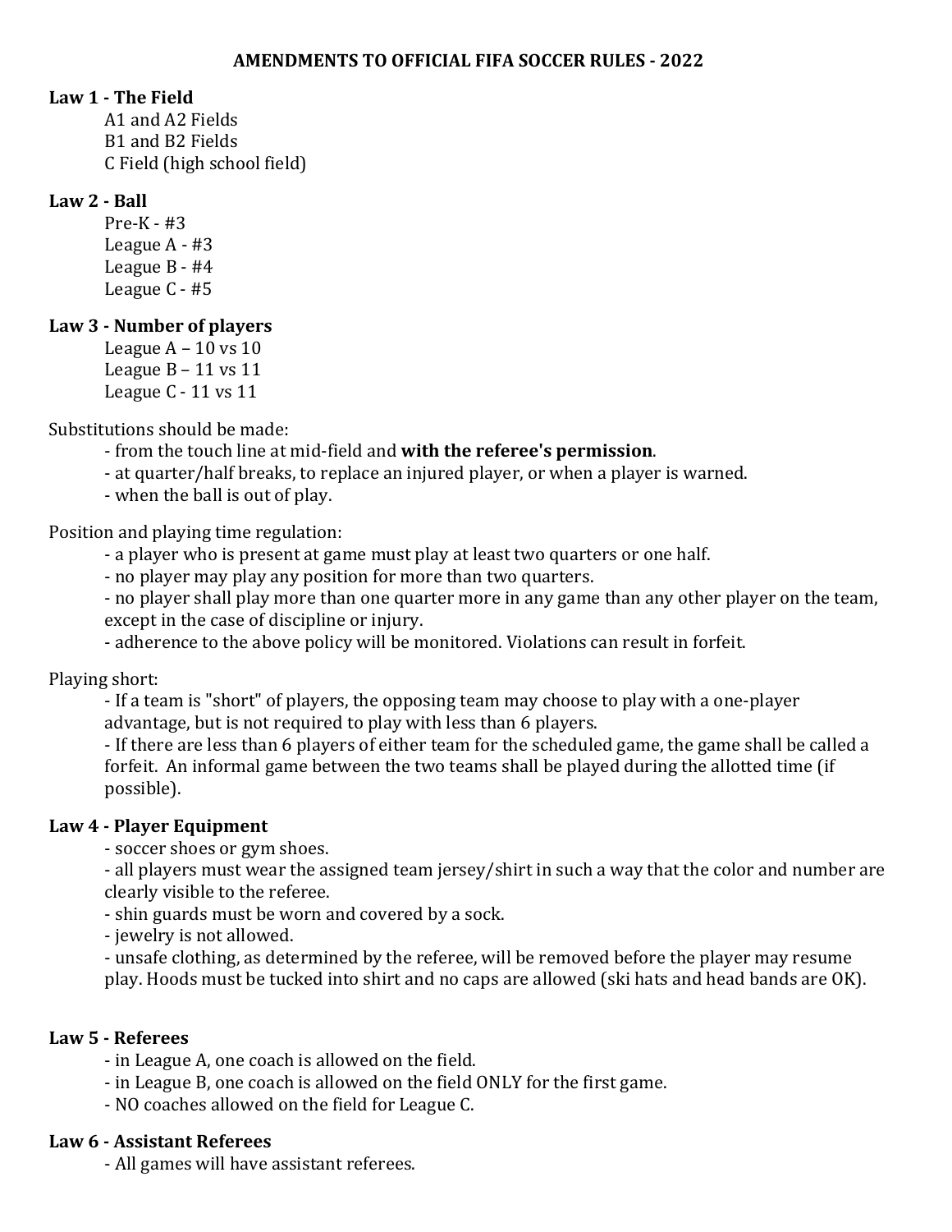# AMENDMENTS TO OFFICIAL FIFA SOCCER RULES - 2022

**Law 1 - The Field**

A1 and A2 Fields
B1 and B2 Fields
C Field (high school field)

**Law 2 - Ball**

Pre-K - #3
League A - #3
League B - #4
League C - #5

**Law 3 - Number of players**

League A – 10 vs 10
League B – 11 vs 11
League C - 11 vs 11

Substitutions should be made:

- from the touch line at mid-field and **with the referee's permission**.
- at quarter/half breaks, to replace an injured player, or when a player is warned.
- when the ball is out of play.

Position and playing time regulation:

- a player who is present at game must play at least two quarters or one half.
- no player may play any position for more than two quarters.
- no player shall play more than one quarter more in any game than any other player on the team, except in the case of discipline or injury.
- adherence to the above policy will be monitored. Violations can result in forfeit.

Playing short:

- If a team is "short" of players, the opposing team may choose to play with a one-player advantage, but is not required to play with less than 6 players.
- If there are less than 6 players of either team for the scheduled game, the game shall be called a forfeit. An informal game between the two teams shall be played during the allotted time (if possible).

**Law 4 - Player Equipment**

- soccer shoes or gym shoes.
- all players must wear the assigned team jersey/shirt in such a way that the color and number are clearly visible to the referee.
- shin guards must be worn and covered by a sock.
- jewelry is not allowed.
- unsafe clothing, as determined by the referee, will be removed before the player may resume play. Hoods must be tucked into shirt and no caps are allowed (ski hats and head bands are OK).

**Law 5 - Referees**

- in League A, one coach is allowed on the field.
- in League B, one coach is allowed on the field ONLY for the first game.
- NO coaches allowed on the field for League C.

**Law 6 - Assistant Referees**

- All games will have assistant referees.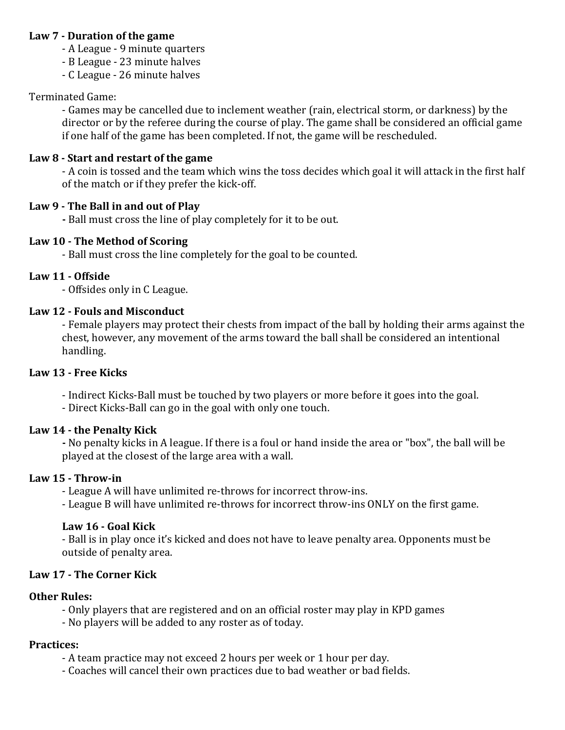**Law 7 - Duration of the game**

- A League - 9 minute quarters
- B League - 23 minute halves
- C League - 26 minute halves

Terminated Game:

- Games may be cancelled due to inclement weather (rain, electrical storm, or darkness) by the director or by the referee during the course of play. The game shall be considered an official game if one half of the game has been completed. If not, the game will be rescheduled.

**Law 8 - Start and restart of the game**

- A coin is tossed and the team which wins the toss decides which goal it will attack in the first half of the match or if they prefer the kick-off.

**Law 9 - The Ball in and out of Play**

- Ball must cross the line of play completely for it to be out.

**Law 10 - The Method of Scoring**

- Ball must cross the line completely for the goal to be counted.

**Law 11 - Offside**

- Offsides only in C League.

**Law 12 - Fouls and Misconduct**

- Female players may protect their chests from impact of the ball by holding their arms against the chest, however, any movement of the arms toward the ball shall be considered an intentional handling.

**Law 13 - Free Kicks**

- Indirect Kicks-Ball must be touched by two players or more before it goes into the goal.
- Direct Kicks-Ball can go in the goal with only one touch.

**Law 14 - the Penalty Kick**

- No penalty kicks in A league. If there is a foul or hand inside the area or "box", the ball will be played at the closest of the large area with a wall.

**Law 15 - Throw-in**

- League A will have unlimited re-throws for incorrect throw-ins.
- League B will have unlimited re-throws for incorrect throw-ins ONLY on the first game.

**Law 16 - Goal Kick**

- Ball is in play once it's kicked and does not have to leave penalty area. Opponents must be outside of penalty area.

**Law 17 - The Corner Kick**

**Other Rules:**

- Only players that are registered and on an official roster may play in KPD games
- No players will be added to any roster as of today.

**Practices:**

- A team practice may not exceed 2 hours per week or 1 hour per day.
- Coaches will cancel their own practices due to bad weather or bad fields.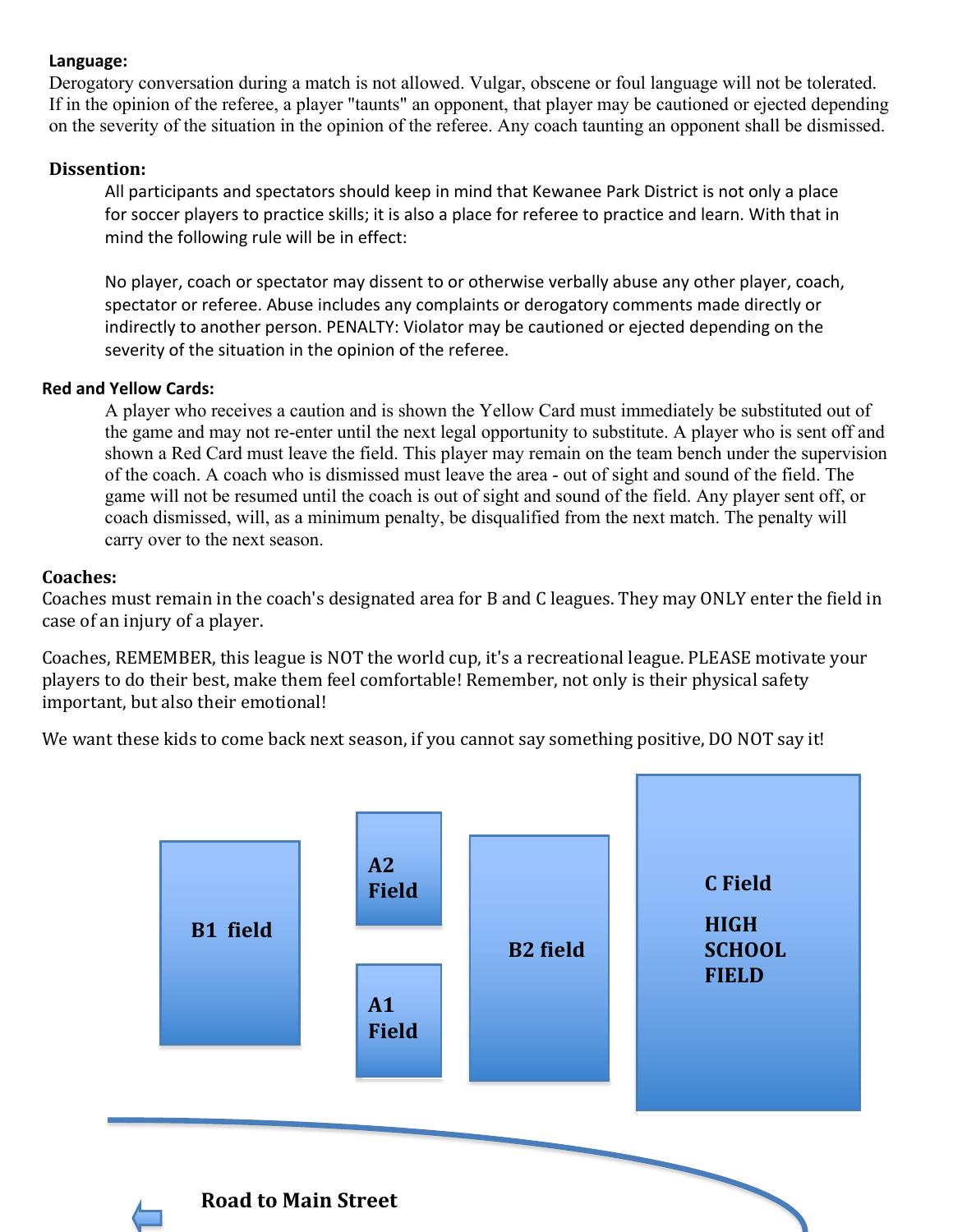**Language:**
Derogatory conversation during a match is not allowed. Vulgar, obscene or foul language will not be tolerated. If in the opinion of the referee, a player "taunts" an opponent, that player may be cautioned or ejected depending on the severity of the situation in the opinion of the referee. Any coach taunting an opponent shall be dismissed.

**Dissention:**

All participants and spectators should keep in mind that Kewanee Park District is not only a place for soccer players to practice skills; it is also a place for referee to practice and learn. With that in mind the following rule will be in effect:

No player, coach or spectator may dissent to or otherwise verbally abuse any other player, coach, spectator or referee. Abuse includes any complaints or derogatory comments made directly or indirectly to another person. PENALTY: Violator may be cautioned or ejected depending on the severity of the situation in the opinion of the referee.

**Red and Yellow Cards:**

A player who receives a caution and is shown the Yellow Card must immediately be substituted out of the game and may not re-enter until the next legal opportunity to substitute. A player who is sent off and shown a Red Card must leave the field. This player may remain on the team bench under the supervision of the coach. A coach who is dismissed must leave the area - out of sight and sound of the field. The game will not be resumed until the coach is out of sight and sound of the field. Any player sent off, or coach dismissed, will, as a minimum penalty, be disqualified from the next match. The penalty will carry over to the next season.

**Coaches:**
Coaches must remain in the coach's designated area for B and C leagues. They may ONLY enter the field in case of an injury of a player.

Coaches, REMEMBER, this league is NOT the world cup, it's a recreational league. PLEASE motivate your players to do their best, make them feel comfortable! Remember, not only is their physical safety important, but also their emotional!

We want these kids to come back next season, if you cannot say something positive, DO NOT say it!

B1 field

A2 Field

A1 Field

B2 field

C Field

HIGH SCHOOL FIELD

Road to Main Street